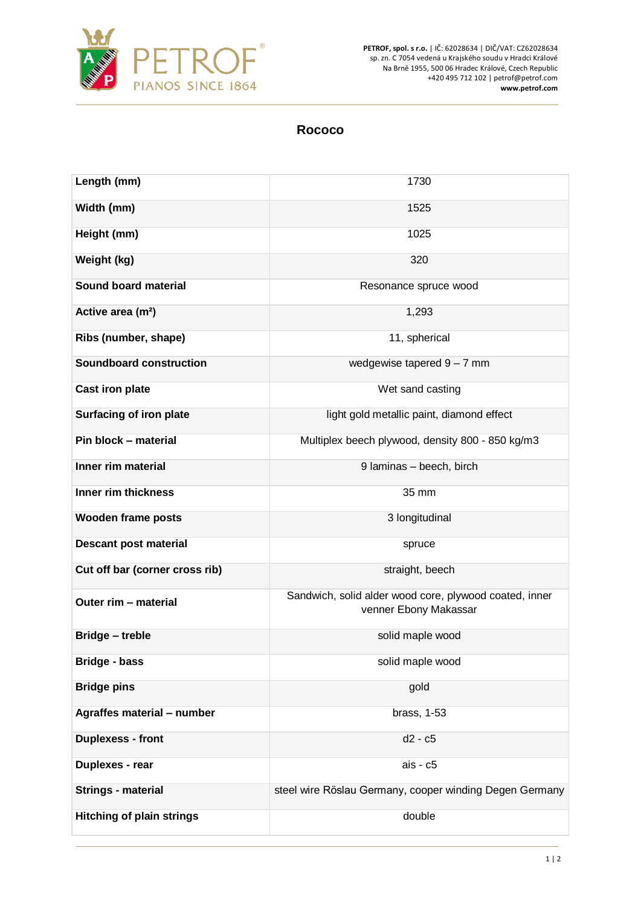PETROF, spol. s r.o. | IČ: 62028634 | DIČ/VAT: CZ62028634
sp. zn. C 7054 vedená u Krajského soudu v Hradci Králové
Na Brně 1955, 500 06 Hradec Králové, Czech Republic
+420 495 712 102 | petrof@petrof.com
www.petrof.com

# Rococo

| | |
|---|---|
| **Length (mm)** | 1730 |
| **Width (mm)** | 1525 |
| **Height (mm)** | 1025 |
| **Weight (kg)** | 320 |
| **Sound board material** | Resonance spruce wood |
| **Active area (m²)** | 1,293 |
| **Ribs (number, shape)** | 11, spherical |
| **Soundboard construction** | wedgewise tapered 9 – 7 mm |
| **Cast iron plate** | Wet sand casting |
| **Surfacing of iron plate** | light gold metallic paint, diamond effect |
| **Pin block – material** | Multiplex beech plywood, density 800 - 850 kg/m3 |
| **Inner rim material** | 9 laminas – beech, birch |
| **Inner rim thickness** | 35 mm |
| **Wooden frame posts** | 3 longitudinal |
| **Descant post material** | spruce |
| **Cut off bar (corner cross rib)** | straight, beech |
| **Outer rim – material** | Sandwich, solid alder wood core, plywood coated, inner venner Ebony Makassar |
| **Bridge – treble** | solid maple wood |
| **Bridge - bass** | solid maple wood |
| **Bridge pins** | gold |
| **Agraffes material – number** | brass, 1-53 |
| **Duplexess - front** | d2 - c5 |
| **Duplexes - rear** | ais - c5 |
| **Strings - material** | steel wire Röslau Germany, cooper winding Degen Germany |
| **Hitching of plain strings** | double |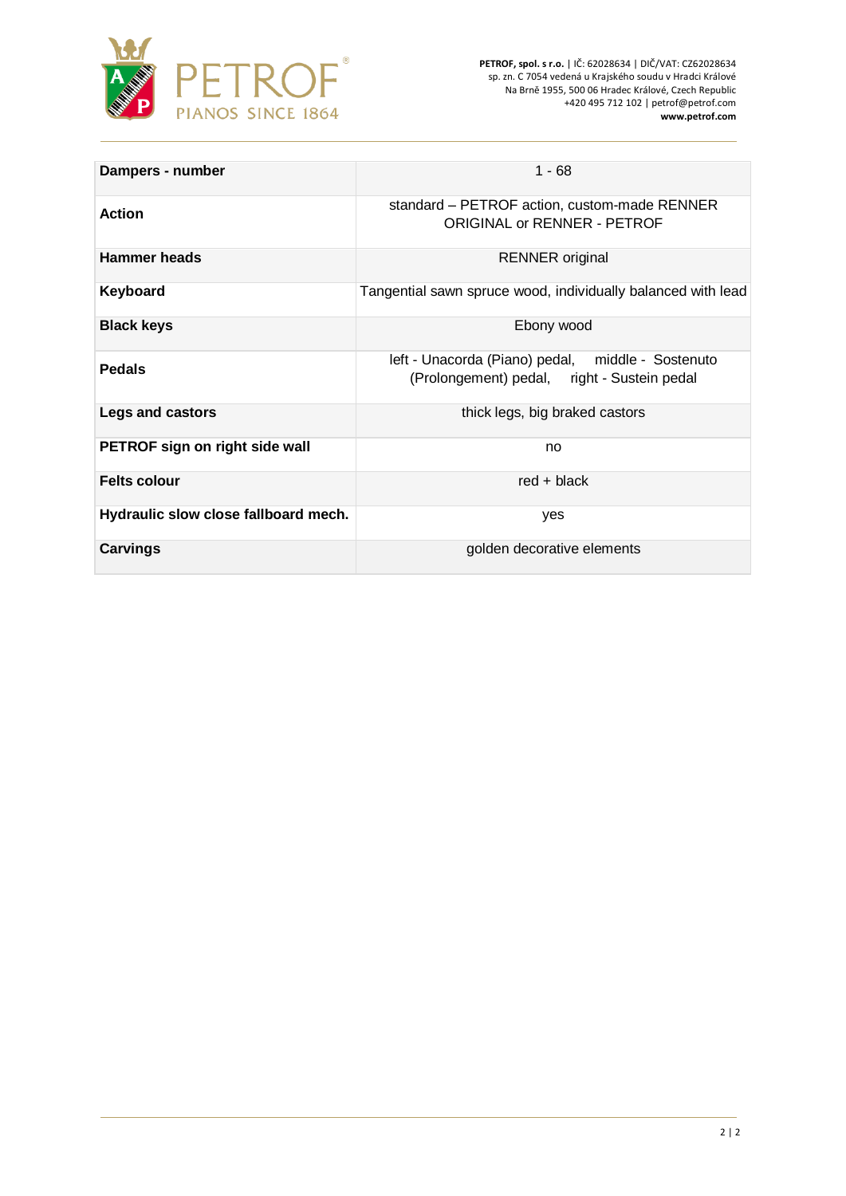| | |
|---|---|
| **Dampers - number** | 1 - 68 |
| **Action** | standard – PETROF action, custom-made RENNER ORIGINAL or RENNER - PETROF |
| **Hammer heads** | RENNER original |
| **Keyboard** | Tangential sawn spruce wood, individually balanced with lead |
| **Black keys** | Ebony wood |
| **Pedals** | left - Unacorda (Piano) pedal, middle - Sostenuto (Prolongement) pedal, right - Sustein pedal |
| **Legs and castors** | thick legs, big braked castors |
| **PETROF sign on right side wall** | no |
| **Felts colour** | red + black |
| **Hydraulic slow close fallboard mech.** | yes |
| **Carvings** | golden decorative elements |